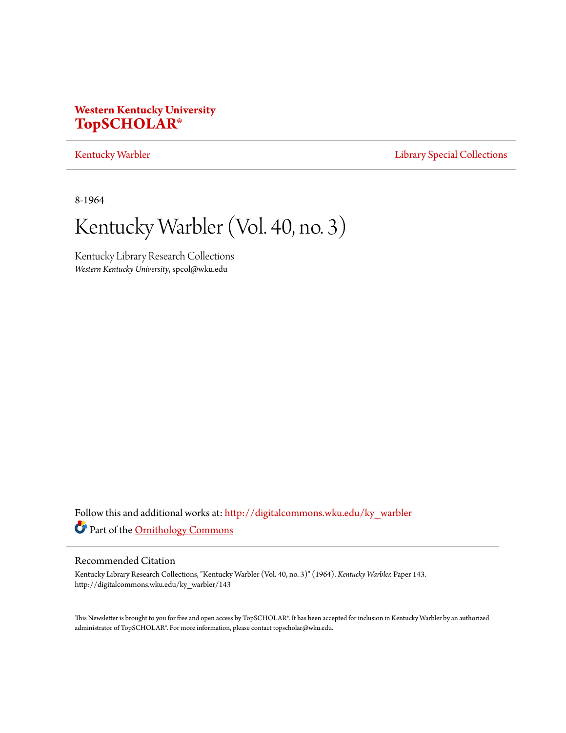# Western Kentucky University
# TopSCHOLAR®

Kentucky Warbler | Library Special Collections

8-1964

# Kentucky Warbler (Vol. 40, no. 3)

Kentucky Library Research Collections
*Western Kentucky University*, spcol@wku.edu

Follow this and additional works at: http://digitalcommons.wku.edu/ky_warbler

Part of the Ornithology Commons

## Recommended Citation

Kentucky Library Research Collections, "Kentucky Warbler (Vol. 40, no. 3)" (1964). *Kentucky Warbler.* Paper 143.
http://digitalcommons.wku.edu/ky_warbler/143

This Newsletter is brought to you for free and open access by TopSCHOLAR®. It has been accepted for inclusion in Kentucky Warbler by an authorized administrator of TopSCHOLAR®. For more information, please contact topscholar@wku.edu.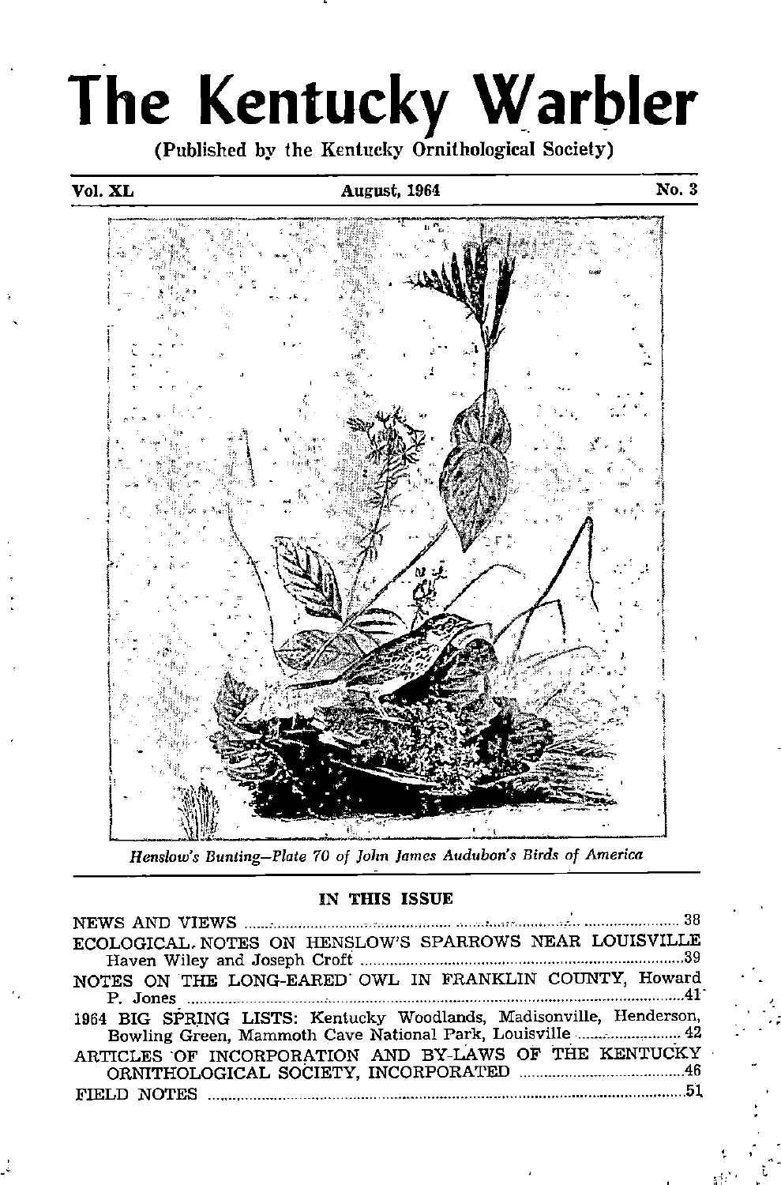# The Kentucky Warbler

(Published by the Kentucky Ornithological Society)

Vol. XL — August, 1964 — No. 3

*Henslow's Bunting—Plate 70 of John James Audubon's Birds of America*

## IN THIS ISSUE

NEWS AND VIEWS ..... 38

ECOLOGICAL NOTES ON HENSLOW'S SPARROWS NEAR LOUISVILLE, Haven Wiley and Joseph Croft ..... 39

NOTES ON THE LONG-EARED OWL IN FRANKLIN COUNTY, Howard P. Jones ..... 41

1964 BIG SPRING LISTS: Kentucky Woodlands, Madisonville, Henderson, Bowling Green, Mammoth Cave National Park, Louisville ..... 42

ARTICLES OF INCORPORATION AND BY-LAWS OF THE KENTUCKY ORNITHOLOGICAL SOCIETY, INCORPORATED ..... 46

FIELD NOTES ..... 51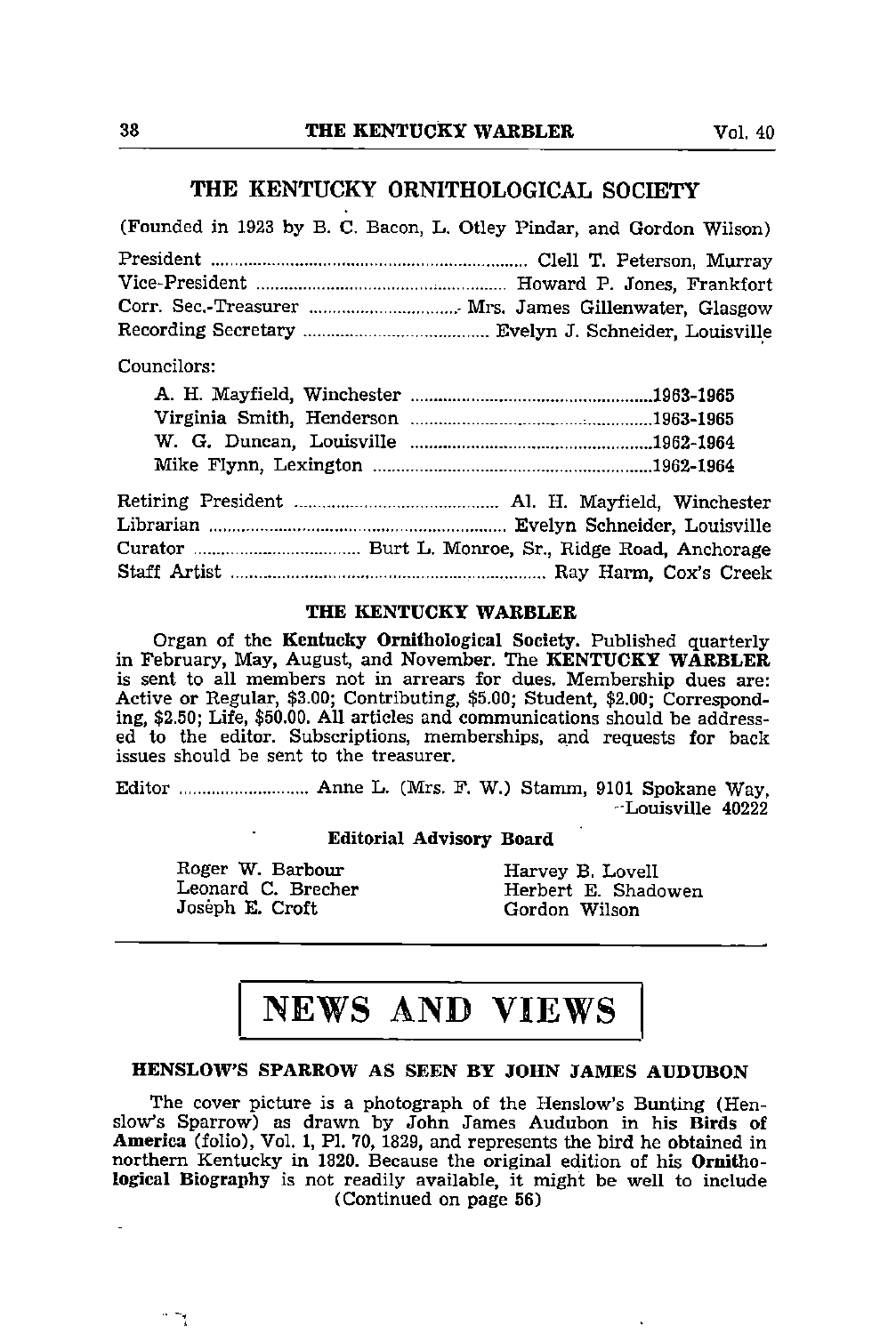## THE KENTUCKY ORNITHOLOGICAL SOCIETY

(Founded in 1923 by B. C. Bacon, L. Otley Pindar, and Gordon Wilson)

President .................................................................. Clell T. Peterson, Murray
Vice-President ........................................................ Howard P. Jones, Frankfort
Corr. Sec.-Treasurer ................................ Mrs. James Gillenwater, Glasgow
Recording Secretary ....................................... Evelyn J. Schneider, Louisville

Councilors:

A. H. Mayfield, Winchester ....................................................1963-1965
Virginia Smith, Henderson ......................................................1963-1965
W. G. Duncan, Louisville ........................................................1962-1964
Mike Flynn, Lexington ............................................................1962-1964

Retiring President ........................................... Al. H. Mayfield, Winchester
Librarian ............................................................... Evelyn Schneider, Louisville
Curator ................................... Burt L. Monroe, Sr., Ridge Road, Anchorage
Staff Artist .................................................................. Ray Harm, Cox's Creek

### THE KENTUCKY WARBLER

Organ of the **Kentucky Ornithological Society.** Published quarterly in February, May, August, and November. The **KENTUCKY WARBLER** is sent to all members not in arrears for dues. Membership dues are: Active or Regular, $3.00; Contributing, $5.00; Student, $2.00; Corresponding, $2.50; Life, $50.00. All articles and communications should be addressed to the editor. Subscriptions, memberships, and requests for back issues should be sent to the treasurer.

Editor ............................ Anne L. (Mrs. F. W.) Stamm, 9101 Spokane Way, Louisville 40222

**Editorial Advisory Board**

Roger W. Barbour
Leonard C. Brecher
Joseph E. Croft
Harvey B. Lovell
Herbert E. Shadowen
Gordon Wilson

---

# NEWS AND VIEWS

### HENSLOW'S SPARROW AS SEEN BY JOHN JAMES AUDUBON

The cover picture is a photograph of the Henslow's Bunting (Henslow's Sparrow) as drawn by John James Audubon in his **Birds of America** (folio), Vol. 1, Pl. 70, 1829, and represents the bird he obtained in northern Kentucky in 1820. Because the original edition of his **Ornithological Biography** is not readily available, it might be well to include

(Continued on page 56)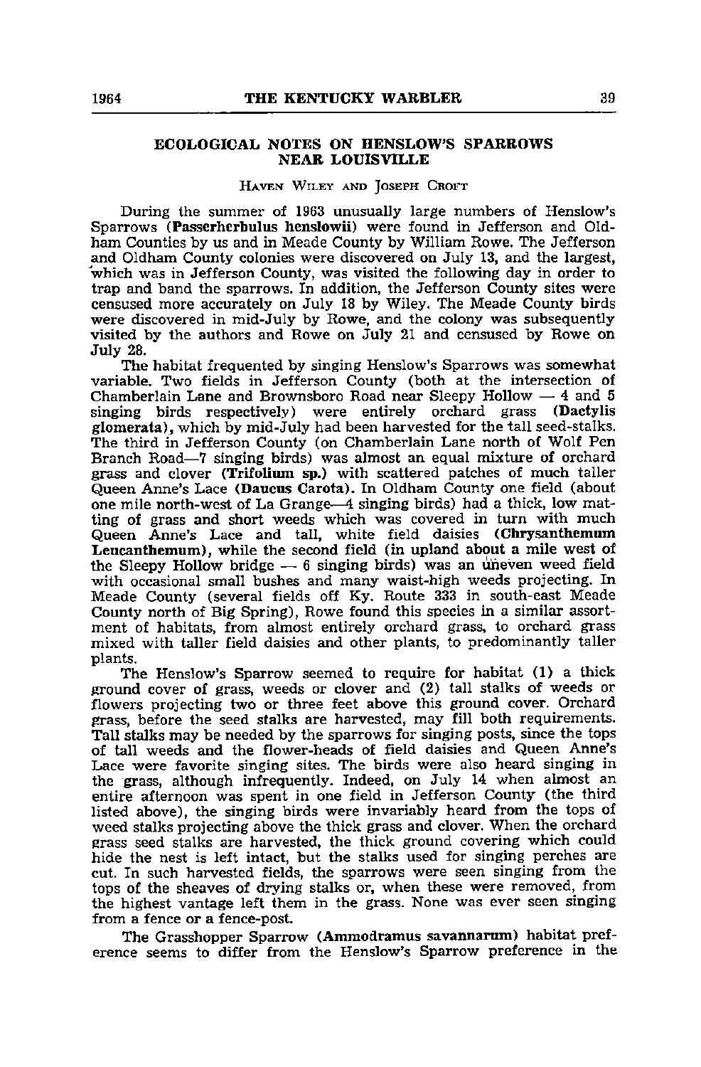## ECOLOGICAL NOTES ON HENSLOW'S SPARROWS NEAR LOUISVILLE

HAVEN WILEY AND JOSEPH CROFT

During the summer of 1963 unusually large numbers of Henslow's Sparrows (**Passerherbulus henslowii**) were found in Jefferson and Oldham Counties by us and in Meade County by William Rowe. The Jefferson and Oldham County colonies were discovered on July 13, and the largest, which was in Jefferson County, was visited the following day in order to trap and band the sparrows. In addition, the Jefferson County sites were censused more accurately on July 18 by Wiley. The Meade County birds were discovered in mid-July by Rowe, and the colony was subsequently visited by the authors and Rowe on July 21 and censused by Rowe on July 28.

The habitat frequented by singing Henslow's Sparrows was somewhat variable. Two fields in Jefferson County (both at the intersection of Chamberlain Lane and Brownsboro Road near Sleepy Hollow — 4 and 5 singing birds respectively) were entirely orchard grass (**Dactylis glomerata**), which by mid-July had been harvested for the tall seed-stalks. The third in Jefferson County (on Chamberlain Lane north of Wolf Pen Branch Road—7 singing birds) was almost an equal mixture of orchard grass and clover (**Trifolium sp.**) with scattered patches of much taller Queen Anne's Lace (**Daucus Carota**). In Oldham County one field (about one mile north-west of La Grange—4 singing birds) had a thick, low matting of grass and short weeds which was covered in turn with much Queen Anne's Lace and tall, white field daisies (**Chrysanthemum Leucanthemum**), while the second field (in upland about a mile west of the Sleepy Hollow bridge — 6 singing birds) was an uneven weed field with occasional small bushes and many waist-high weeds projecting. In Meade County (several fields off Ky. Route 333 in south-east Meade County north of Big Spring), Rowe found this species in a similar assortment of habitats, from almost entirely orchard grass, to orchard grass mixed with taller field daisies and other plants, to predominantly taller plants.

The Henslow's Sparrow seemed to require for habitat (1) a thick ground cover of grass, weeds or clover and (2) tall stalks of weeds or flowers projecting two or three feet above this ground cover. Orchard grass, before the seed stalks are harvested, may fill both requirements. Tall stalks may be needed by the sparrows for singing posts, since the tops of tall weeds and the flower-heads of field daisies and Queen Anne's Lace were favorite singing sites. The birds were also heard singing in the grass, although infrequently. Indeed, on July 14 when almost an entire afternoon was spent in one field in Jefferson County (the third listed above), the singing birds were invariably heard from the tops of weed stalks projecting above the thick grass and clover. When the orchard grass seed stalks are harvested, the thick ground covering which could hide the nest is left intact, but the stalks used for singing perches are cut. In such harvested fields, the sparrows were seen singing from the tops of the sheaves of drying stalks or, when these were removed, from the highest vantage left them in the grass. None was ever seen singing from a fence or a fence-post.

The Grasshopper Sparrow (**Ammodramus savannarum**) habitat preference seems to differ from the Henslow's Sparrow preference in the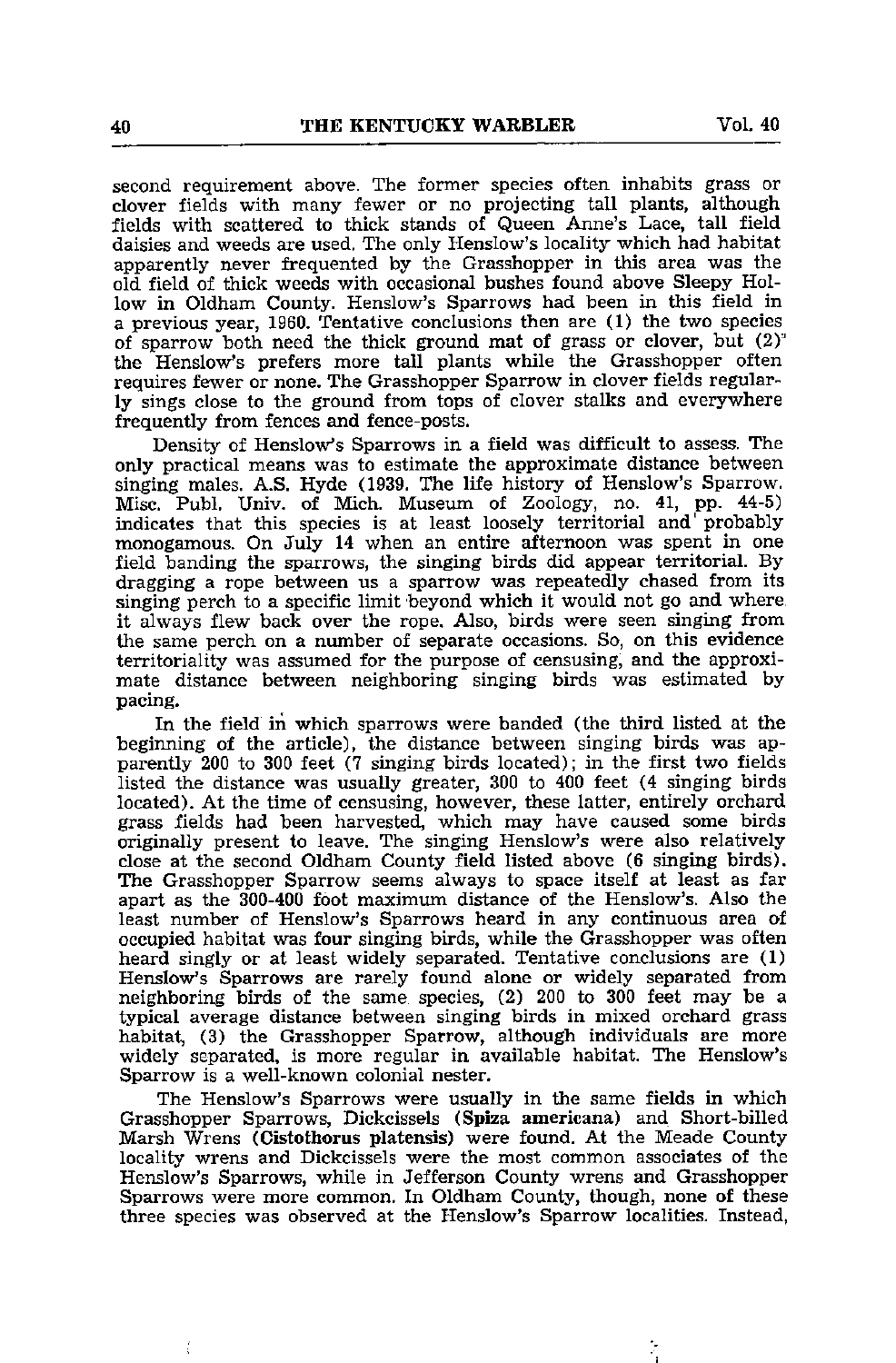second requirement above. The former species often inhabits grass or clover fields with many fewer or no projecting tall plants, although fields with scattered to thick stands of Queen Anne's Lace, tall field daisies and weeds are used. The only Henslow's locality which had habitat apparently never frequented by the Grasshopper in this area was the old field of thick weeds with occasional bushes found above Sleepy Hollow in Oldham County. Henslow's Sparrows had been in this field in a previous year, 1960. Tentative conclusions then are (1) the two species of sparrow both need the thick ground mat of grass or clover, but (2) the Henslow's prefers more tall plants while the Grasshopper often requires fewer or none. The Grasshopper Sparrow in clover fields regularly sings close to the ground from tops of clover stalks and everywhere frequently from fences and fence-posts.

Density of Henslow's Sparrows in a field was difficult to assess. The only practical means was to estimate the approximate distance between singing males. A.S. Hyde (1939. The life history of Henslow's Sparrow. Misc. Publ. Univ. of Mich. Museum of Zoology, no. 41, pp. 44-5) indicates that this species is at least loosely territorial and probably monogamous. On July 14 when an entire afternoon was spent in one field banding the sparrows, the singing birds did appear territorial. By dragging a rope between us a sparrow was repeatedly chased from its singing perch to a specific limit beyond which it would not go and where it always flew back over the rope. Also, birds were seen singing from the same perch on a number of separate occasions. So, on this evidence territoriality was assumed for the purpose of censusing, and the approximate distance between neighboring singing birds was estimated by pacing.

In the field in which sparrows were banded (the third listed at the beginning of the article), the distance between singing birds was apparently 200 to 300 feet (7 singing birds located); in the first two fields listed the distance was usually greater, 300 to 400 feet (4 singing birds located). At the time of censusing, however, these latter, entirely orchard grass fields had been harvested, which may have caused some birds originally present to leave. The singing Henslow's were also relatively close at the second Oldham County field listed above (6 singing birds). The Grasshopper Sparrow seems always to space itself at least as far apart as the 300-400 foot maximum distance of the Henslow's. Also the least number of Henslow's Sparrows heard in any continuous area of occupied habitat was four singing birds, while the Grasshopper was often heard singly or at least widely separated. Tentative conclusions are (1) Henslow's Sparrows are rarely found alone or widely separated from neighboring birds of the same species, (2) 200 to 300 feet may be a typical average distance between singing birds in mixed orchard grass habitat, (3) the Grasshopper Sparrow, although individuals are more widely separated, is more regular in available habitat. The Henslow's Sparrow is a well-known colonial nester.

The Henslow's Sparrows were usually in the same fields in which Grasshopper Sparrows, Dickcissels (**Spiza americana**) and Short-billed Marsh Wrens (**Cistothorus platensis**) were found. At the Meade County locality wrens and Dickcissels were the most common associates of the Henslow's Sparrows, while in Jefferson County wrens and Grasshopper Sparrows were more common. In Oldham County, though, none of these three species was observed at the Henslow's Sparrow localities. Instead,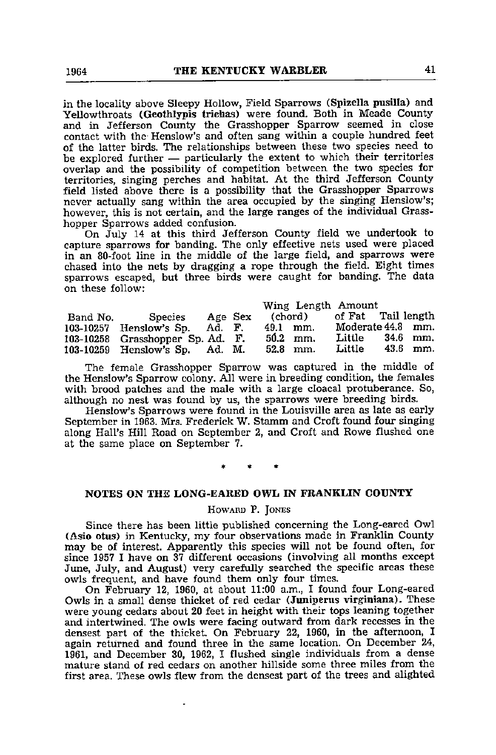in the locality above Sleepy Hollow, Field Sparrows (**Spizella pusilla**) and Yellowthroats (**Geothlypis trichas**) were found. Both in Meade County and in Jefferson County the Grasshopper Sparrow seemed in close contact with the Henslow's and often sang within a couple hundred feet of the latter birds. The relationships between these two species need to be explored further — particularly the extent to which their territories overlap and the possibility of competition between the two species for territories, singing perches and habitat. At the third Jefferson County field listed above there is a possibility that the Grasshopper Sparrows never actually sang within the area occupied by the singing Henslow's; however, this is not certain, and the large ranges of the individual Grasshopper Sparrows added confusion.

On July 14 at this third Jefferson County field we undertook to capture sparrows for banding. The only effective nets used were placed in an 80-foot line in the middle of the large field, and sparrows were chased into the nets by dragging a rope through the field. Eight times sparrows escaped, but three birds were caught for banding. The data on these follow:

| Band No. | Species | Age | Sex | Wing Length (chord) | Amount of Fat | Tail length |
|---|---|---|---|---|---|---|
| 103-10257 | Henslow's Sp. | Ad. | F. | 49.1 mm. | Moderate | 44.8 mm. |
| 103-10258 | Grasshopper Sp. | Ad. | F. | 50.2 mm. | Little | 34.6 mm. |
| 103-10259 | Henslow's Sp. | Ad. | M. | 52.8 mm. | Little | 43.6 mm. |

The female Grasshopper Sparrow was captured in the middle of the Henslow's Sparrow colony. All were in breeding condition, the females with brood patches and the male with a large cloacal protuberance. So, although no nest was found by us, the sparrows were breeding birds.

Henslow's Sparrows were found in the Louisville area as late as early September in 1963. Mrs. Frederick W. Stamm and Croft found four singing along Hall's Hill Road on September 2, and Croft and Rowe flushed one at the same place on September 7.

\* \* \*

## NOTES ON THE LONG-EARED OWL IN FRANKLIN COUNTY

Howard P. Jones

Since there has been little published concerning the Long-eared Owl (**Asio otus**) in Kentucky, my four observations made in Franklin County may be of interest. Apparently this species will not be found often, for since 1957 I have on 37 different occasions (involving all months except June, July, and August) very carefully searched the specific areas these owls frequent, and have found them only four times.

On February 12, 1960, at about 11:00 a.m., I found four Long-eared Owls in a small dense thicket of red cedar (**Juniperus virginiana**). These were young cedars about 20 feet in height with their tops leaning together and intertwined. The owls were facing outward from dark recesses in the densest part of the thicket. On February 22, 1960, in the afternoon, I again returned and found three in the same location. On December 24, 1961, and December 30, 1962, I flushed single individuals from a dense mature stand of red cedars on another hillside some three miles from the first area. These owls flew from the densest part of the trees and alighted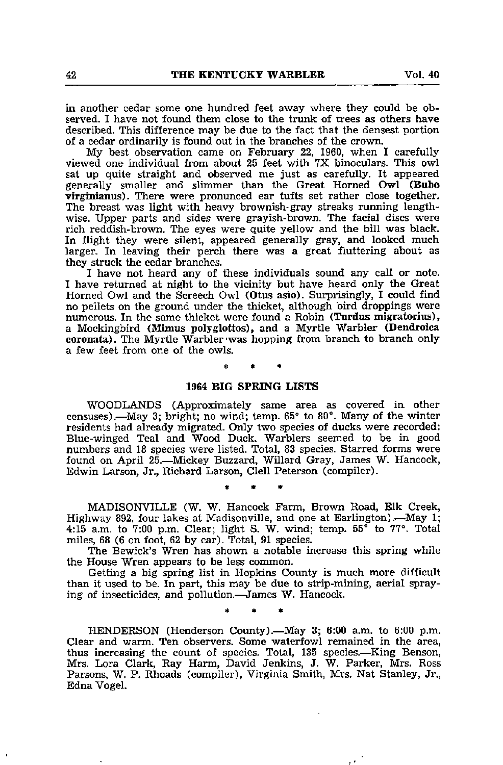in another cedar some one hundred feet away where they could be observed. I have not found them close to the trunk of trees as others have described. This difference may be due to the fact that the densest portion of a cedar ordinarily is found out in the branches of the crown.

My best observation came on February 22, 1960, when I carefully viewed one individual from about 25 feet with 7X binoculars. This owl sat up quite straight and observed me just as carefully. It appeared generally smaller and slimmer than the Great Horned Owl (**Bubo virginianus**). There were pronounced ear tufts set rather close together. The breast was light with heavy brownish-gray streaks running lengthwise. Upper parts and sides were grayish-brown. The facial discs were rich reddish-brown. The eyes were quite yellow and the bill was black. In flight they were silent, appeared generally gray, and looked much larger. In leaving their perch there was a great fluttering about as they struck the cedar branches.

I have not heard any of these individuals sound any call or note. I have returned at night to the vicinity but have heard only the Great Horned Owl and the Screech Owl (**Otus asio**). Surprisingly, I could find no pellets on the ground under the thicket, although bird droppings were numerous. In the same thicket were found a Robin (**Turdus migratorius**), a Mockingbird (**Mimus polyglottos**), and a Myrtle Warbler (**Dendroica coronata**). The Myrtle Warbler was hopping from branch to branch only a few feet from one of the owls.

\* \* \*

## 1964 BIG SPRING LISTS

WOODLANDS (Approximately same area as covered in other censuses).—May 3; bright; no wind; temp. 65° to 80°. Many of the winter residents had already migrated. Only two species of ducks were recorded: Blue-winged Teal and Wood Duck. Warblers seemed to be in good numbers and 18 species were listed. Total, 83 species. Starred forms were found on April 25.—Mickey Buzzard, Willard Gray, James W. Hancock, Edwin Larson, Jr., Richard Larson, Clell Peterson (compiler).

\* \* \*

MADISONVILLE (W. W. Hancock Farm, Brown Road, Elk Creek, Highway 892, four lakes at Madisonville, and one at Earlington).—May 1; 4:15 a.m. to 7:00 p.m. Clear; light S. W. wind; temp. 55° to 77°. Total miles, 68 (6 on foot, 62 by car). Total, 91 species.

The Bewick's Wren has shown a notable increase this spring while the House Wren appears to be less common.

Getting a big spring list in Hopkins County is much more difficult than it used to be. In part, this may be due to strip-mining, aerial spraying of insecticides, and pollution.—James W. Hancock.

\* \* \*

HENDERSON (Henderson County).—May 3; 6:00 a.m. to 6:00 p.m. Clear and warm. Ten observers. Some waterfowl remained in the area, thus increasing the count of species. Total, 135 species.—King Benson, Mrs. Lora Clark, Ray Harm, David Jenkins, J. W. Parker, Mrs. Ross Parsons, W. P. Rhoads (compiler), Virginia Smith, Mrs. Nat Stanley, Jr., Edna Vogel.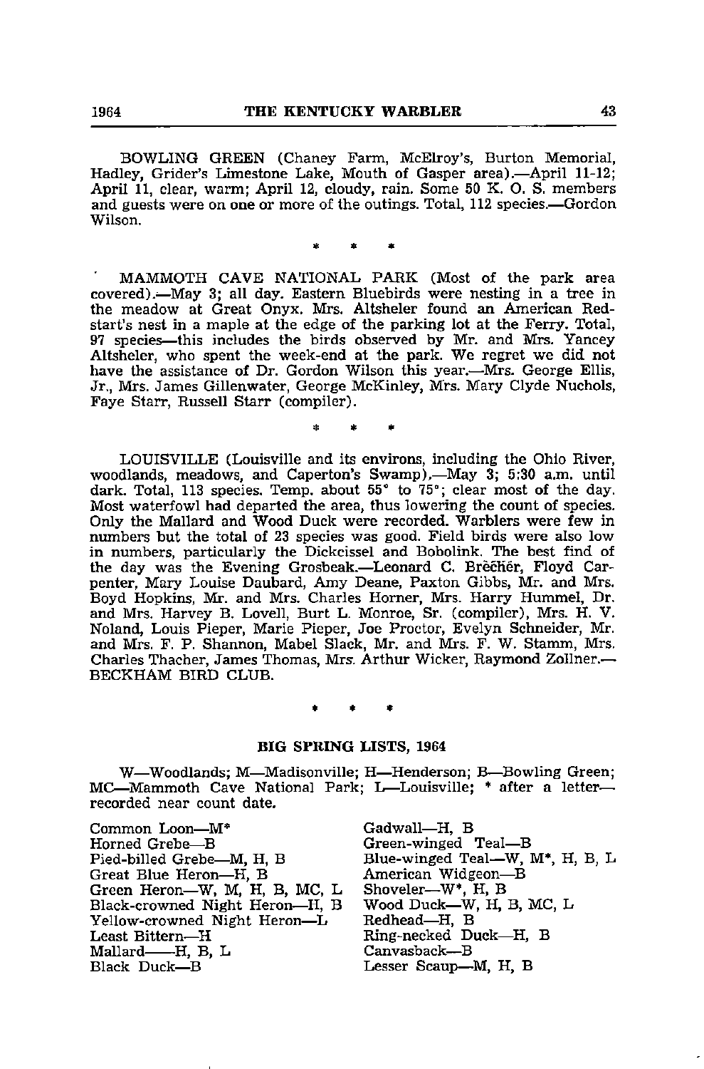BOWLING GREEN (Chaney Farm, McElroy's, Burton Memorial, Hadley, Grider's Limestone Lake, Mouth of Gasper area).—April 11-12; April 11, clear, warm; April 12, cloudy, rain. Some 50 K. O. S. members and guests were on one or more of the outings. Total, 112 species.—Gordon Wilson.

\* \* \*

MAMMOTH CAVE NATIONAL PARK (Most of the park area covered).—May 3; all day. Eastern Bluebirds were nesting in a tree in the meadow at Great Onyx. Mrs. Altsheler found an American Redstart's nest in a maple at the edge of the parking lot at the Ferry. Total, 97 species—this includes the birds observed by Mr. and Mrs. Yancey Altsheler, who spent the week-end at the park. We regret we did not have the assistance of Dr. Gordon Wilson this year.—Mrs. George Ellis, Jr., Mrs. James Gillenwater, George McKinley, Mrs. Mary Clyde Nuchols, Faye Starr, Russell Starr (compiler).

\* \* \*

LOUISVILLE (Louisville and its environs, including the Ohio River, woodlands, meadows, and Caperton's Swamp).—May 3; 5:30 a.m. until dark. Total, 113 species. Temp. about 55° to 75°; clear most of the day. Most waterfowl had departed the area, thus lowering the count of species. Only the Mallard and Wood Duck were recorded. Warblers were few in numbers but the total of 23 species was good. Field birds were also low in numbers, particularly the Dickcissel and Bobolink. The best find of the day was the Evening Grosbeak.—Leonard C. Brecher, Floyd Carpenter, Mary Louise Daubard, Amy Deane, Paxton Gibbs, Mr. and Mrs. Boyd Hopkins, Mr. and Mrs. Charles Horner, Mrs. Harry Hummel, Dr. and Mrs. Harvey B. Lovell, Burt L. Monroe, Sr. (compiler), Mrs. H. V. Noland, Louis Pieper, Marie Pieper, Joe Proctor, Evelyn Schneider, Mr. and Mrs. F. P. Shannon, Mabel Slack, Mr. and Mrs. F. W. Stamm, Mrs. Charles Thacher, James Thomas, Mrs. Arthur Wicker, Raymond Zollner.—BECKHAM BIRD CLUB.

\* \* \*

## BIG SPRING LISTS, 1964

W—Woodlands; M—Madisonville; H—Henderson; B—Bowling Green; MC—Mammoth Cave National Park; L—Louisville; * after a letter—recorded near count date.

Common Loon—M*
Horned Grebe—B
Pied-billed Grebe—M, H, B
Great Blue Heron—H, B
Green Heron—W, M, H, B, MC, L
Black-crowned Night Heron—H, B
Yellow-crowned Night Heron—L
Least Bittern—H
Mallard——H, B, L
Black Duck—B
Gadwall—H, B
Green-winged Teal—B
Blue-winged Teal—W, M*, H, B, L
American Widgeon—B
Shoveler—W*, H, B
Wood Duck—W, H, B, MC, L
Redhead—H, B
Ring-necked Duck—H, B
Canvasback—B
Lesser Scaup—M, H, B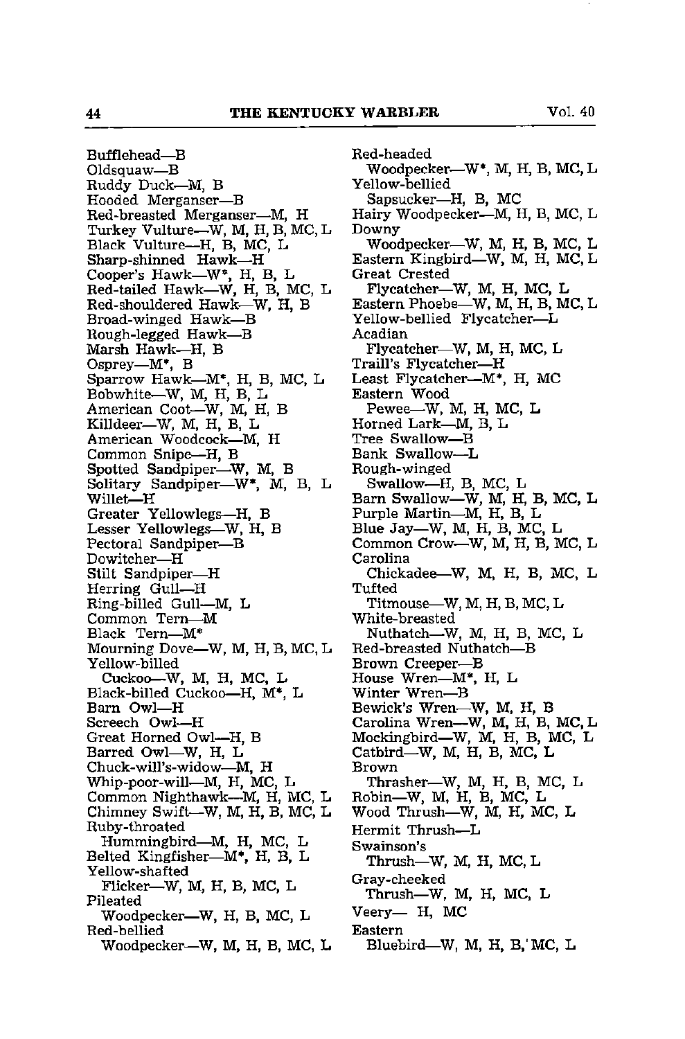Bufflehead—B
Oldsquaw—B
Ruddy Duck—M, B
Hooded Merganser—B
Red-breasted Merganser—M, H
Turkey Vulture—W, M, H, B, MC, L
Black Vulture—H, B, MC, L
Sharp-shinned Hawk—H
Cooper's Hawk—W*, H, B, L
Red-tailed Hawk—W, H, B, MC, L
Red-shouldered Hawk—W, H, B
Broad-winged Hawk—B
Rough-legged Hawk—B
Marsh Hawk—H, B
Osprey—M*, B
Sparrow Hawk—M*, H, B, MC, L
Bobwhite—W, M, H, B, L
American Coot—W, M, H, B
Killdeer—W, M, H, B, L
American Woodcock—M, H
Common Snipe—H, B
Spotted Sandpiper—W, M, B
Solitary Sandpiper—W*, M, B, L
Willet—H
Greater Yellowlegs—H, B
Lesser Yellowlegs—W, H, B
Pectoral Sandpiper—B
Dowitcher—H
Stilt Sandpiper—H
Herring Gull—H
Ring-billed Gull—M, L
Common Tern—M
Black Tern—M*
Mourning Dove—W, M, H, B, MC, L
Yellow-billed Cuckoo—W, M, H, MC, L
Black-billed Cuckoo—H, M*, L
Barn Owl—H
Screech Owl—H
Great Horned Owl—H, B
Barred Owl—W, H, L
Chuck-will's-widow—M, H
Whip-poor-will—M, H, MC, L
Common Nighthawk—M, H, MC, L
Chimney Swift—W, M, H, B, MC, L
Ruby-throated Hummingbird—M, H, MC, L
Belted Kingfisher—M*, H, B, L
Yellow-shafted Flicker—W, M, H, B, MC, L
Pileated Woodpecker—W, H, B, MC, L
Red-bellied Woodpecker—W, M, H, B, MC, L
Red-headed Woodpecker—W*, M, H, B, MC, L
Yellow-bellied Sapsucker—H, B, MC
Hairy Woodpecker—M, H, B, MC, L
Downy Woodpecker—W, M, H, B, MC, L
Eastern Kingbird—W, M, H, MC, L
Great Crested Flycatcher—W, M, H, MC, L
Eastern Phoebe—W, M, H, B, MC, L
Yellow-bellied Flycatcher—L
Acadian Flycatcher—W, M, H, MC, L
Traill's Flycatcher—H
Least Flycatcher—M*, H, MC
Eastern Wood Pewee—W, M, H, MC, L
Horned Lark—M, B, L
Tree Swallow—B
Bank Swallow—L
Rough-winged Swallow—H, B, MC, L
Barn Swallow—W, M, H, B, MC, L
Purple Martin—M, H, B, L
Blue Jay—W, M, H, B, MC, L
Common Crow—W, M, H, B, MC, L
Carolina Chickadee—W, M, H, B, MC, L
Tufted Titmouse—W, M, H, B, MC, L
White-breasted Nuthatch—W, M, H, B, MC, L
Red-breasted Nuthatch—B
Brown Creeper—B
House Wren—M*, H, L
Winter Wren—B
Bewick's Wren—W, M, H, B
Carolina Wren—W, M, H, B, MC, L
Mockingbird—W, M, H, B, MC, L
Catbird—W, M, H, B, MC, L
Brown Thrasher—W, M, H, B, MC, L
Robin—W, M, H, B, MC, L
Wood Thrush—W, M, H, MC, L
Hermit Thrush—L
Swainson's Thrush—W, M, H, MC, L
Gray-cheeked Thrush—W, M, H, MC, L
Veery— H, MC
Eastern Bluebird—W, M, H, B, MC, L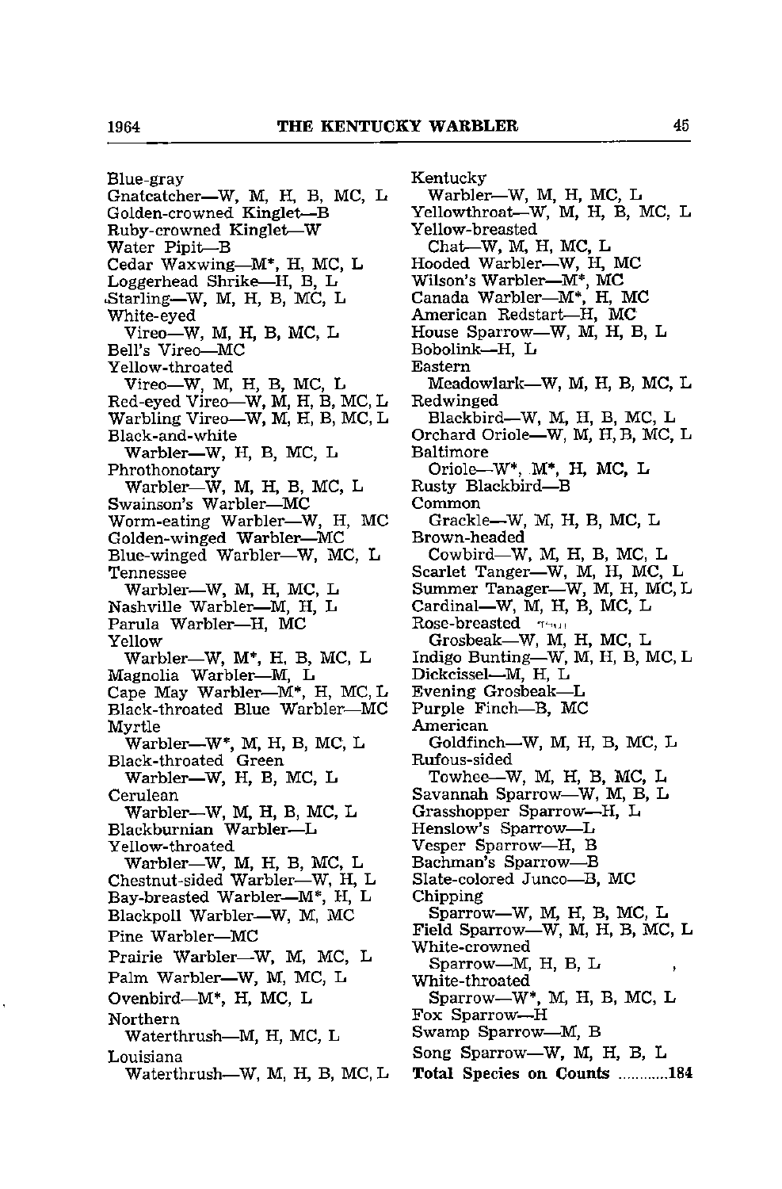Blue-gray
  Gnatcatcher—W, M, H, B, MC, L
Golden-crowned Kinglet—B
Ruby-crowned Kinglet—W
Water Pipit—B
Cedar Waxwing—M*, H, MC, L
Loggerhead Shrike—H, B, L
Starling—W, M, H, B, MC, L
White-eyed
  Vireo—W, M, H, B, MC, L
Bell's Vireo—MC
Yellow-throated
  Vireo—W, M, H, B, MC, L
Red-eyed Vireo—W, M, H, B, MC, L
Warbling Vireo—W, M, H, B, MC, L
Black-and-white
  Warbler—W, H, B, MC, L
Phrothonotary
  Warbler—W, M, H, B, MC, L
Swainson's Warbler—MC
Worm-eating Warbler—W, H, MC
Golden-winged Warbler—MC
Blue-winged Warbler—W, MC, L
Tennessee
  Warbler—W, M, H, MC, L
Nashville Warbler—M, H, L
Parula Warbler—H, MC
Yellow
  Warbler—W, M*, H, B, MC, L
Magnolia Warbler—M, L
Cape May Warbler—M*, H, MC, L
Black-throated Blue Warbler—MC
Myrtle
  Warbler—W*, M, H, B, MC, L
Black-throated Green
  Warbler—W, H, B, MC, L
Cerulean
  Warbler—W, M, H, B, MC, L
Blackburnian Warbler—L
Yellow-throated
  Warbler—W, M, H, B, MC, L
Chestnut-sided Warbler—W, H, L
Bay-breasted Warbler—M*, H, L
Blackpoll Warbler—W, M, MC
Pine Warbler—MC
Prairie Warbler—W, M, MC, L
Palm Warbler—W, M, MC, L
Ovenbird—M*, H, MC, L
Northern
  Waterthrush—M, H, MC, L
Louisiana
  Waterthrush—W, M, H, B, MC, L
Kentucky
  Warbler—W, M, H, MC, L
Yellowthroat—W, M, H, B, MC, L
Yellow-breasted
  Chat—W, M, H, MC, L
Hooded Warbler—W, H, MC
Wilson's Warbler—M*, MC
Canada Warbler—M*, H, MC
American Redstart—H, MC
House Sparrow—W, M, H, B, L
Bobolink—H, L
Eastern
  Meadowlark—W, M, H, B, MC, L
Redwinged
  Blackbird—W, M, H, B, MC, L
Orchard Oriole—W, M, H, B, MC, L
Baltimore
  Oriole—W*, M*, H, MC, L
Rusty Blackbird—B
Common
  Grackle—W, M, H, B, MC, L
Brown-headed
  Cowbird—W, M, H, B, MC, L
Scarlet Tanger—W, M, H, MC, L
Summer Tanager—W, M, H, MC, L
Cardinal—W, M, H, B, MC, L
Rose-breasted
  Grosbeak—W, M, H, MC, L
Indigo Bunting—W, M, H, B, MC, L
Dickcissel—M, H, L
Evening Grosbeak—L
Purple Finch—B, MC
American
  Goldfinch—W, M, H, B, MC, L
Rufous-sided
  Towhee—W, M, H, B, MC, L
Savannah Sparrow—W, M, B, L
Grasshopper Sparrow—H, L
Henslow's Sparrow—L
Vesper Sparrow—H, B
Bachman's Sparrow—B
Slate-colored Junco—B, MC
Chipping
  Sparrow—W, M, H, B, MC, L
Field Sparrow—W, M, H, B, MC, L
White-crowned
  Sparrow—M, H, B, L
White-throated
  Sparrow—W*, M, H, B, MC, L
Fox Sparrow—H
Swamp Sparrow—M, B
Song Sparrow—W, M, H, B, L

**Total Species on Counts ............184**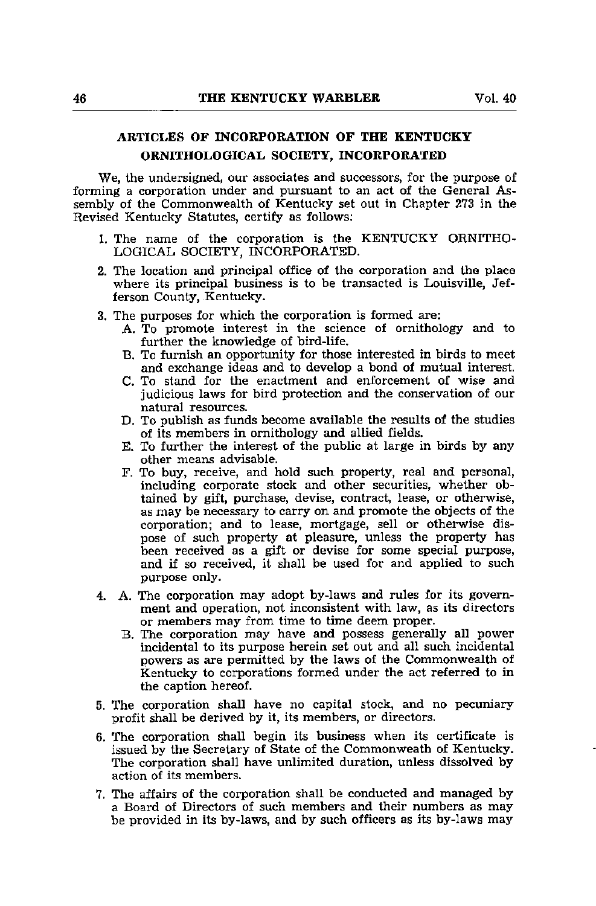## ARTICLES OF INCORPORATION OF THE KENTUCKY ORNITHOLOGICAL SOCIETY, INCORPORATED

We, the undersigned, our associates and successors, for the purpose of forming a corporation under and pursuant to an act of the General Assembly of the Commonwealth of Kentucky set out in Chapter 273 in the Revised Kentucky Statutes, certify as follows:

1. The name of the corporation is the KENTUCKY ORNITHOLOGICAL SOCIETY, INCORPORATED.

2. The location and principal office of the corporation and the place where its principal business is to be transacted is Louisville, Jefferson County, Kentucky.

3. The purposes for which the corporation is formed are:
   A. To promote interest in the science of ornithology and to further the knowledge of bird-life.
   B. To furnish an opportunity for those interested in birds to meet and exchange ideas and to develop a bond of mutual interest.
   C. To stand for the enactment and enforcement of wise and judicious laws for bird protection and the conservation of our natural resources.
   D. To publish as funds become available the results of the studies of its members in ornithology and allied fields.
   E. To further the interest of the public at large in birds by any other means advisable.
   F. To buy, receive, and hold such property, real and personal, including corporate stock and other securities, whether obtained by gift, purchase, devise, contract, lease, or otherwise, as may be necessary to carry on and promote the objects of the corporation; and to lease, mortgage, sell or otherwise dispose of such property at pleasure, unless the property has been received as a gift or devise for some special purpose, and if so received, it shall be used for and applied to such purpose only.

4. A. The corporation may adopt by-laws and rules for its government and operation, not inconsistent with law, as its directors or members may from time to time deem proper.
   B. The corporation may have and possess generally all power incidental to its purpose herein set out and all such incidental powers as are permitted by the laws of the Commonwealth of Kentucky to corporations formed under the act referred to in the caption hereof.

5. The corporation shall have no capital stock, and no pecuniary profit shall be derived by it, its members, or directors.

6. The corporation shall begin its business when its certificate is issued by the Secretary of State of the Commonweath of Kentucky. The corporation shall have unlimited duration, unless dissolved by action of its members.

7. The affairs of the corporation shall be conducted and managed by a Board of Directors of such members and their numbers as may be provided in its by-laws, and by such officers as its by-laws may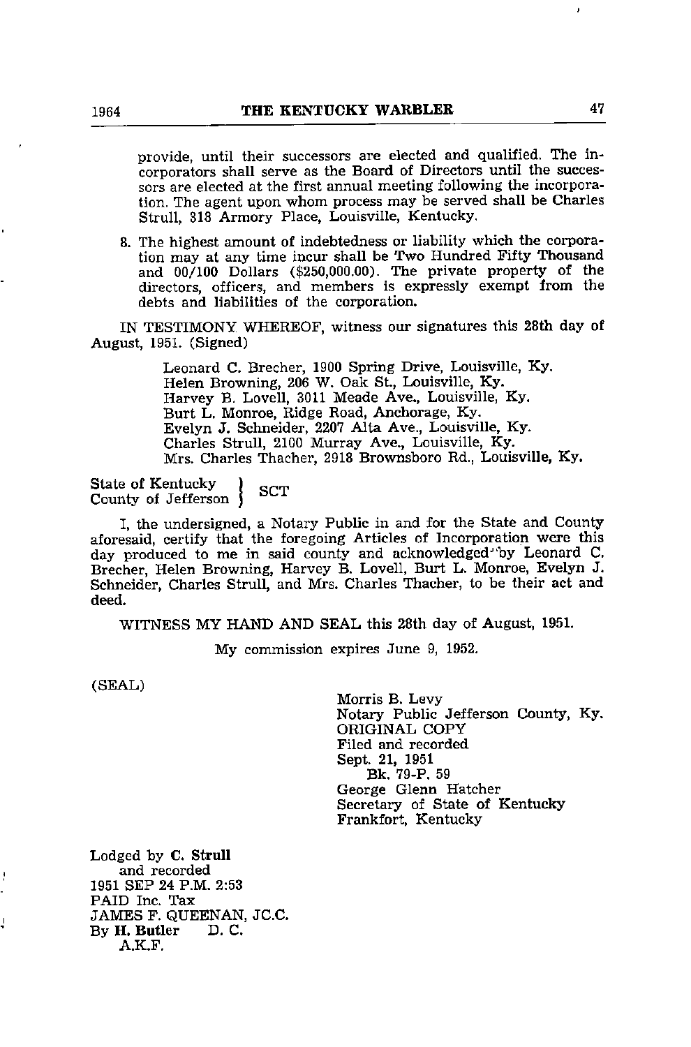provide, until their successors are elected and qualified. The incorporators shall serve as the Board of Directors until the successors are elected at the first annual meeting following the incorporation. The agent upon whom process may be served shall be Charles Strull, 318 Armory Place, Louisville, Kentucky.

8. The highest amount of indebtedness or liability which the corporation may at any time incur shall be Two Hundred Fifty Thousand and 00/100 Dollars ($250,000.00). The private property of the directors, officers, and members is expressly exempt from the debts and liabilities of the corporation.

IN TESTIMONY WHEREOF, witness our signatures this 28th day of August, 1951. (Signed)

Leonard C. Brecher, 1900 Spring Drive, Louisville, Ky.
Helen Browning, 206 W. Oak St., Louisville, Ky.
Harvey B. Lovell, 3011 Meade Ave., Louisville, Ky.
Burt L. Monroe, Ridge Road, Anchorage, Ky.
Evelyn J. Schneider, 2207 Alta Ave., Louisville, Ky.
Charles Strull, 2100 Murray Ave., Louisville, Ky.
Mrs. Charles Thacher, 2918 Brownsboro Rd., Louisville, Ky.

State of Kentucky }
County of Jefferson } SCT

I, the undersigned, a Notary Public in and for the State and County aforesaid, certify that the foregoing Articles of Incorporation were this day produced to me in said county and acknowledged by Leonard C. Brecher, Helen Browning, Harvey B. Lovell, Burt L. Monroe, Evelyn J. Schneider, Charles Strull, and Mrs. Charles Thacher, to be their act and deed.

WITNESS MY HAND AND SEAL this 28th day of August, 1951.

My commission expires June 9, 1952.

(SEAL)

Morris B. Levy
Notary Public Jefferson County, Ky.
ORIGINAL COPY
Filed and recorded
Sept. 21, 1951
Bk. 79-P. 59
George Glenn Hatcher
Secretary of State of Kentucky
Frankfort, Kentucky

Lodged by **C. Strull**
and recorded
1951 SEP 24 P.M. 2:53
PAID Inc. Tax
JAMES F. QUEENAN, JC.C.
By **H. Butler** D. C.
A.K.F.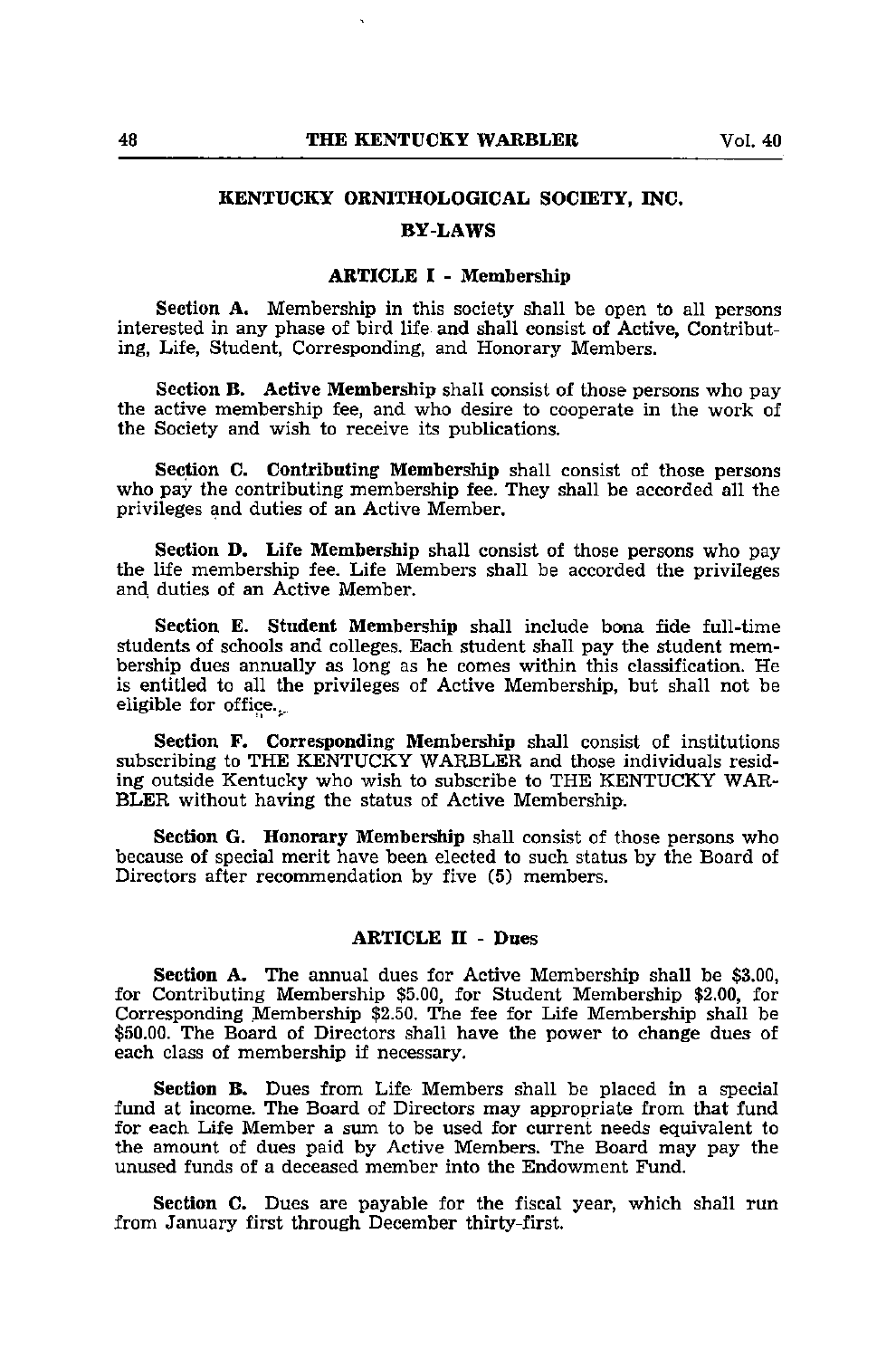## KENTUCKY ORNITHOLOGICAL SOCIETY, INC.

## BY-LAWS

### ARTICLE I - Membership

**Section A.** Membership in this society shall be open to all persons interested in any phase of bird life and shall consist of Active, Contributing, Life, Student, Corresponding, and Honorary Members.

**Section B. Active Membership** shall consist of those persons who pay the active membership fee, and who desire to cooperate in the work of the Society and wish to receive its publications.

**Section C. Contributing Membership** shall consist of those persons who pay the contributing membership fee. They shall be accorded all the privileges and duties of an Active Member.

**Section D. Life Membership** shall consist of those persons who pay the life membership fee. Life Members shall be accorded the privileges and duties of an Active Member.

**Section E. Student Membership** shall include bona fide full-time students of schools and colleges. Each student shall pay the student membership dues annually as long as he comes within this classification. He is entitled to all the privileges of Active Membership, but shall not be eligible for office.

**Section F. Corresponding Membership** shall consist of institutions subscribing to THE KENTUCKY WARBLER and those individuals residing outside Kentucky who wish to subscribe to THE KENTUCKY WARBLER without having the status of Active Membership.

**Section G. Honorary Membership** shall consist of those persons who because of special merit have been elected to such status by the Board of Directors after recommendation by five (5) members.

### ARTICLE II - Dues

**Section A.** The annual dues for Active Membership shall be $3.00, for Contributing Membership $5.00, for Student Membership $2.00, for Corresponding Membership $2.50. The fee for Life Membership shall be $50.00. The Board of Directors shall have the power to change dues of each class of membership if necessary.

**Section B.** Dues from Life Members shall be placed in a special fund at income. The Board of Directors may appropriate from that fund for each Life Member a sum to be used for current needs equivalent to the amount of dues paid by Active Members. The Board may pay the unused funds of a deceased member into the Endowment Fund.

**Section C.** Dues are payable for the fiscal year, which shall run from January first through December thirty-first.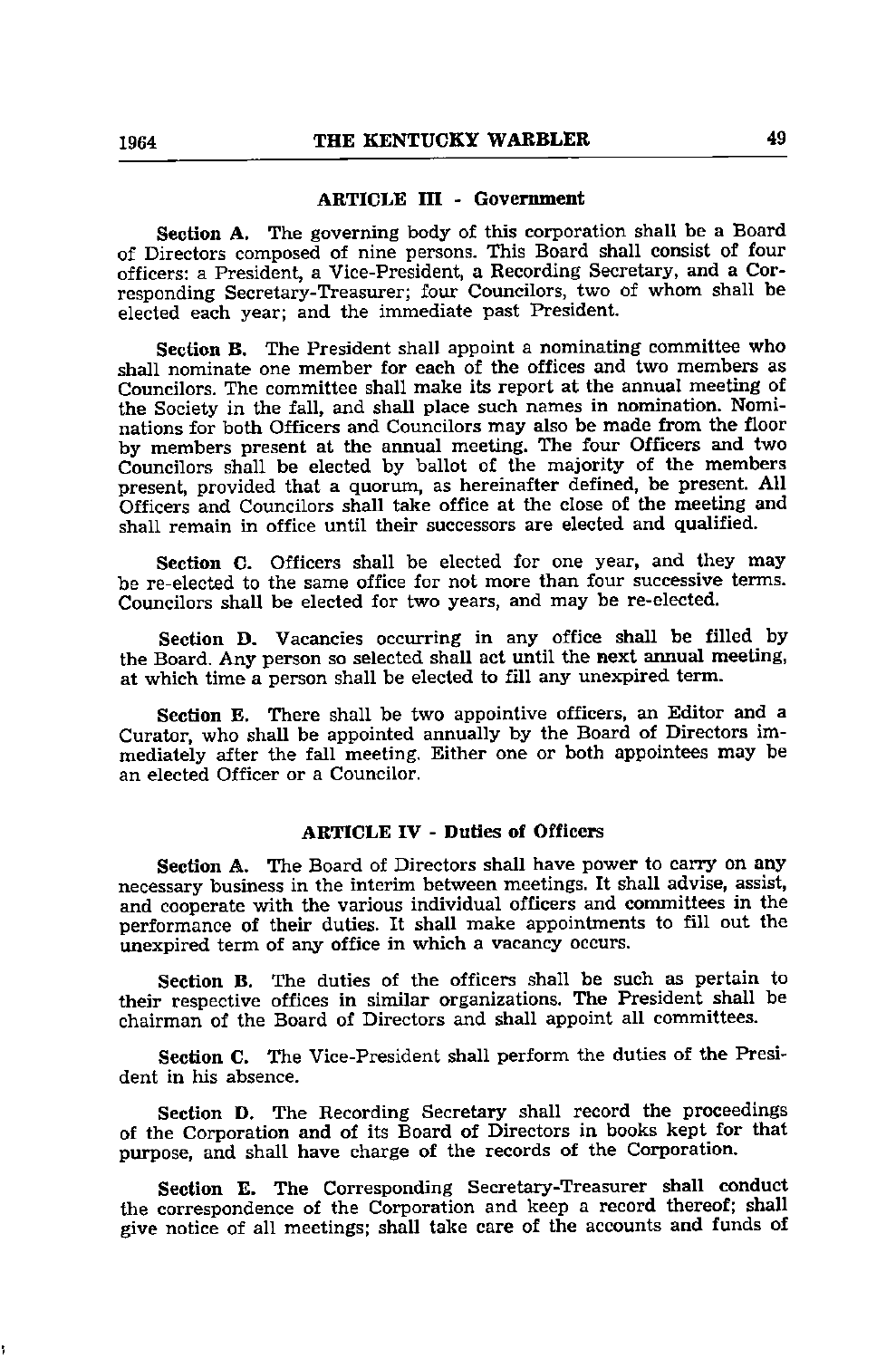### ARTICLE III - Government

**Section A.** The governing body of this corporation shall be a Board of Directors composed of nine persons. This Board shall consist of four officers: a President, a Vice-President, a Recording Secretary, and a Corresponding Secretary-Treasurer; four Councilors, two of whom shall be elected each year; and the immediate past President.

**Section B.** The President shall appoint a nominating committee who shall nominate one member for each of the offices and two members as Councilors. The committee shall make its report at the annual meeting of the Society in the fall, and shall place such names in nomination. Nominations for both Officers and Councilors may also be made from the floor by members present at the annual meeting. The four Officers and two Councilors shall be elected by ballot of the majority of the members present, provided that a quorum, as hereinafter defined, be present. All Officers and Councilors shall take office at the close of the meeting and shall remain in office until their successors are elected and qualified.

**Section C.** Officers shall be elected for one year, and they may be re-elected to the same office for not more than four successive terms. Councilors shall be elected for two years, and may be re-elected.

**Section D.** Vacancies occurring in any office shall be filled by the Board. Any person so selected shall act until the next annual meeting, at which time a person shall be elected to fill any unexpired term.

**Section E.** There shall be two appointive officers, an Editor and a Curator, who shall be appointed annually by the Board of Directors immediately after the fall meeting. Either one or both appointees may be an elected Officer or a Councilor.

### ARTICLE IV - Duties of Officers

**Section A.** The Board of Directors shall have power to carry on any necessary business in the interim between meetings. It shall advise, assist, and cooperate with the various individual officers and committees in the performance of their duties. It shall make appointments to fill out the unexpired term of any office in which a vacancy occurs.

**Section B.** The duties of the officers shall be such as pertain to their respective offices in similar organizations. The President shall be chairman of the Board of Directors and shall appoint all committees.

**Section C.** The Vice-President shall perform the duties of the President in his absence.

**Section D.** The Recording Secretary shall record the proceedings of the Corporation and of its Board of Directors in books kept for that purpose, and shall have charge of the records of the Corporation.

**Section E.** The Corresponding Secretary-Treasurer shall conduct the correspondence of the Corporation and keep a record thereof; shall give notice of all meetings; shall take care of the accounts and funds of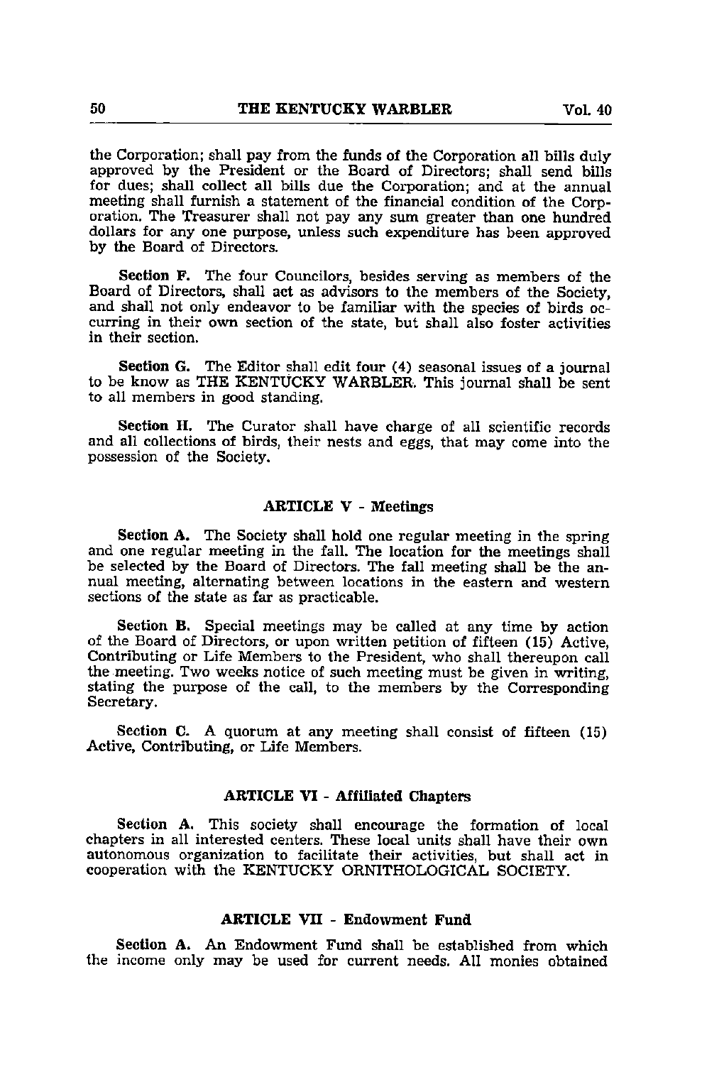the Corporation; shall pay from the funds of the Corporation all bills duly approved by the President or the Board of Directors; shall send bills for dues; shall collect all bills due the Corporation; and at the annual meeting shall furnish a statement of the financial condition of the Corporation. The Treasurer shall not pay any sum greater than one hundred dollars for any one purpose, unless such expenditure has been approved by the Board of Directors.

**Section F.** The four Councilors, besides serving as members of the Board of Directors, shall act as advisors to the members of the Society, and shall not only endeavor to be familiar with the species of birds occurring in their own section of the state, but shall also foster activities in their section.

**Section G.** The Editor shall edit four (4) seasonal issues of a journal to be know as THE KENTUCKY WARBLER. This journal shall be sent to all members in good standing.

**Section H.** The Curator shall have charge of all scientific records and all collections of birds, their nests and eggs, that may come into the possession of the Society.

## ARTICLE V - Meetings

**Section A.** The Society shall hold one regular meeting in the spring and one regular meeting in the fall. The location for the meetings shall be selected by the Board of Directors. The fall meeting shall be the annual meeting, alternating between locations in the eastern and western sections of the state as far as practicable.

**Section B.** Special meetings may be called at any time by action of the Board of Directors, or upon written petition of fifteen (15) Active, Contributing or Life Members to the President, who shall thereupon call the meeting. Two weeks notice of such meeting must be given in writing, stating the purpose of the call, to the members by the Corresponding Secretary.

**Section C.** A quorum at any meeting shall consist of fifteen (15) Active, Contributing, or Life Members.

## ARTICLE VI - Affiliated Chapters

**Section A.** This society shall encourage the formation of local chapters in all interested centers. These local units shall have their own autonomous organization to facilitate their activities, but shall act in cooperation with the KENTUCKY ORNITHOLOGICAL SOCIETY.

## ARTICLE VII - Endowment Fund

**Section A.** An Endowment Fund shall be established from which the income only may be used for current needs. All monies obtained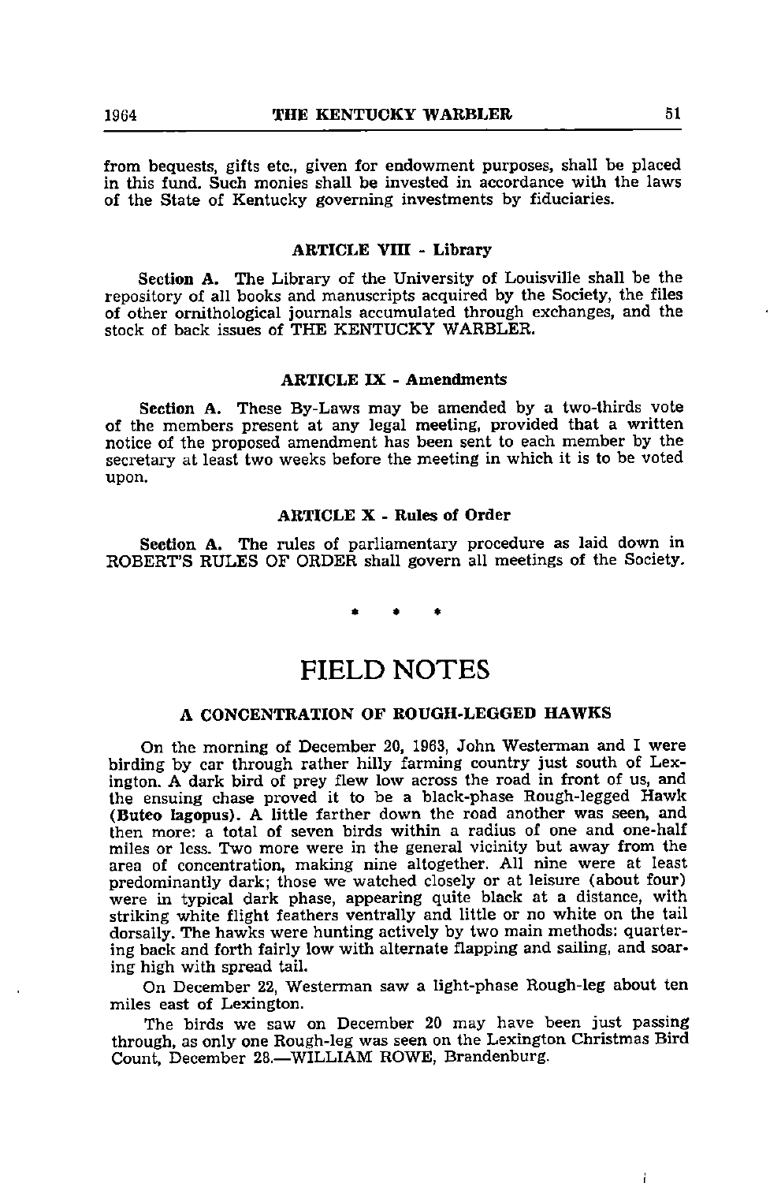from bequests, gifts etc., given for endowment purposes, shall be placed in this fund. Such monies shall be invested in accordance with the laws of the State of Kentucky governing investments by fiduciaries.

### ARTICLE VIII - Library

**Section A.** The Library of the University of Louisville shall be the repository of all books and manuscripts acquired by the Society, the files of other ornithological journals accumulated through exchanges, and the stock of back issues of THE KENTUCKY WARBLER.

### ARTICLE IX - Amendments

**Section A.** These By-Laws may be amended by a two-thirds vote of the members present at any legal meeting, provided that a written notice of the proposed amendment has been sent to each member by the secretary at least two weeks before the meeting in which it is to be voted upon.

### ARTICLE X - Rules of Order

**Section A.** The rules of parliamentary procedure as laid down in ROBERT'S RULES OF ORDER shall govern all meetings of the Society.

\* \* \*

# FIELD NOTES

### A CONCENTRATION OF ROUGH-LEGGED HAWKS

On the morning of December 20, 1963, John Westerman and I were birding by car through rather hilly farming country just south of Lexington. A dark bird of prey flew low across the road in front of us, and the ensuing chase proved it to be a black-phase Rough-legged Hawk (**Buteo lagopus**). A little farther down the road another was seen, and then more: a total of seven birds within a radius of one and one-half miles or less. Two more were in the general vicinity but away from the area of concentration, making nine altogether. All nine were at least predominantly dark; those we watched closely or at leisure (about four) were in typical dark phase, appearing quite black at a distance, with striking white flight feathers ventrally and little or no white on the tail dorsally. The hawks were hunting actively by two main methods: quartering back and forth fairly low with alternate flapping and sailing, and soaring high with spread tail.

On December 22, Westerman saw a light-phase Rough-leg about ten miles east of Lexington.

The birds we saw on December 20 may have been just passing through, as only one Rough-leg was seen on the Lexington Christmas Bird Count, December 28.—WILLIAM ROWE, Brandenburg.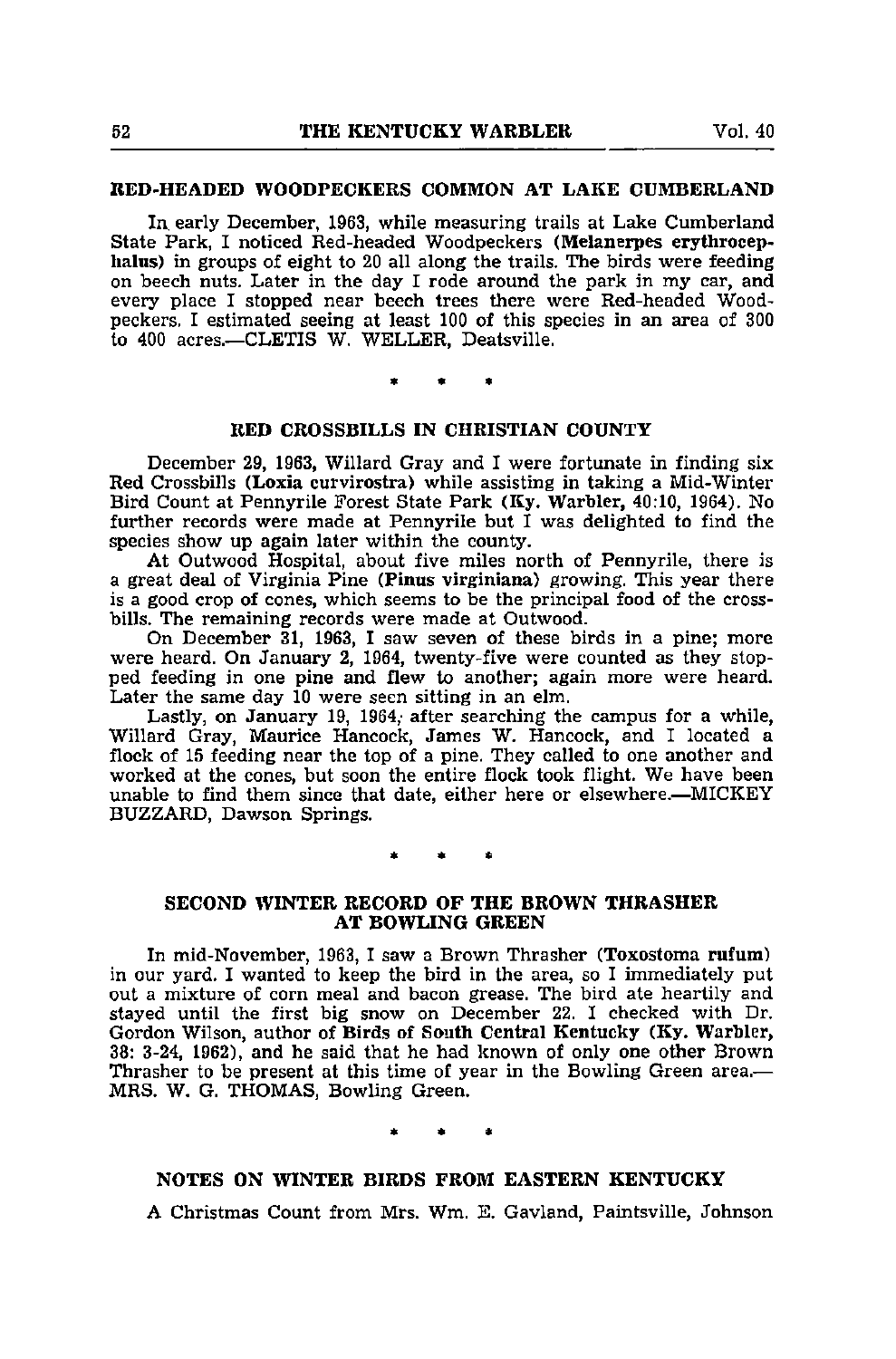## RED-HEADED WOODPECKERS COMMON AT LAKE CUMBERLAND

In early December, 1963, while measuring trails at Lake Cumberland State Park, I noticed Red-headed Woodpeckers (**Melanerpes erythrocephalus**) in groups of eight to 20 all along the trails. The birds were feeding on beech nuts. Later in the day I rode around the park in my car, and every place I stopped near beech trees there were Red-headed Woodpeckers. I estimated seeing at least 100 of this species in an area of 300 to 400 acres.—CLETIS W. WELLER, Deatsville.

\* \* \*

## RED CROSSBILLS IN CHRISTIAN COUNTY

December 29, 1963, Willard Gray and I were fortunate in finding six Red Crossbills (**Loxia curvirostra**) while assisting in taking a Mid-Winter Bird Count at Pennyrile Forest State Park (Ky. Warbler, 40:10, 1964). No further records were made at Pennyrile but I was delighted to find the species show up again later within the county.

At Outwood Hospital, about five miles north of Pennyrile, there is a great deal of Virginia Pine (**Pinus virginiana**) growing. This year there is a good crop of cones, which seems to be the principal food of the crossbills. The remaining records were made at Outwood.

On December 31, 1963, I saw seven of these birds in a pine; more were heard. On January 2, 1964, twenty-five were counted as they stopped feeding in one pine and flew to another; again more were heard. Later the same day 10 were seen sitting in an elm.

Lastly, on January 19, 1964, after searching the campus for a while, Willard Gray, Maurice Hancock, James W. Hancock, and I located a flock of 15 feeding near the top of a pine. They called to one another and worked at the cones, but soon the entire flock took flight. We have been unable to find them since that date, either here or elsewhere.—MICKEY BUZZARD, Dawson Springs.

\* \* \*

## SECOND WINTER RECORD OF THE BROWN THRASHER AT BOWLING GREEN

In mid-November, 1963, I saw a Brown Thrasher (**Toxostoma rufum**) in our yard. I wanted to keep the bird in the area, so I immediately put out a mixture of corn meal and bacon grease. The bird ate heartily and stayed until the first big snow on December 22. I checked with Dr. Gordon Wilson, author of **Birds of South Central Kentucky** (Ky. Warbler, 38: 3-24, 1962), and he said that he had known of only one other Brown Thrasher to be present at this time of year in the Bowling Green area.—MRS. W. G. THOMAS, Bowling Green.

\* \* \*

## NOTES ON WINTER BIRDS FROM EASTERN KENTUCKY

A Christmas Count from Mrs. Wm. E. Gavland, Paintsville, Johnson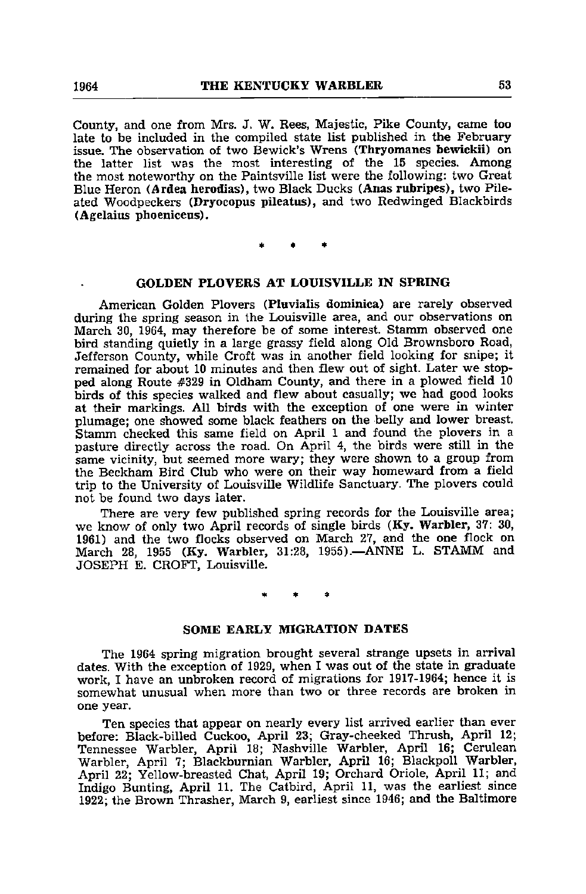County, and one from Mrs. J. W. Rees, Majestic, Pike County, came too late to be included in the compiled state list published in the February issue. The observation of two Bewick's Wrens (**Thryomanes bewickii**) on the latter list was the most interesting of the 15 species. Among the most noteworthy on the Paintsville list were the following: two Great Blue Heron (**Ardea herodias**), two Black Ducks (**Anas rubripes**), two Pileated Woodpeckers (**Dryocopus pileatus**), and two Redwinged Blackbirds (**Agelaius phoeniceus**).

\* \* \*

## GOLDEN PLOVERS AT LOUISVILLE IN SPRING

American Golden Plovers (**Pluvialis dominica**) are rarely observed during the spring season in the Louisville area, and our observations on March 30, 1964, may therefore be of some interest. Stamm observed one bird standing quietly in a large grassy field along Old Brownsboro Road, Jefferson County, while Croft was in another field looking for snipe; it remained for about 10 minutes and then flew out of sight. Later we stopped along Route #329 in Oldham County, and there in a plowed field 10 birds of this species walked and flew about casually; we had good looks at their markings. All birds with the exception of one were in winter plumage; one showed some black feathers on the belly and lower breast. Stamm checked this same field on April 1 and found the plovers in a pasture directly across the road. On April 4, the birds were still in the same vicinity, but seemed more wary; they were shown to a group from the Beckham Bird Club who were on their way homeward from a field trip to the University of Louisville Wildlife Sanctuary. The plovers could not be found two days later.

There are very few published spring records for the Louisville area; we know of only two April records of single birds (**Ky. Warbler**, 37: 30, 1961) and the two flocks observed on March 27, and the one flock on March 28, 1955 (**Ky. Warbler**, 31:28, 1955).—ANNE L. STAMM and JOSEPH E. CROFT, Louisville.

\* \* \*

## SOME EARLY MIGRATION DATES

The 1964 spring migration brought several strange upsets in arrival dates. With the exception of 1929, when I was out of the state in graduate work, I have an unbroken record of migrations for 1917-1964; hence it is somewhat unusual when more than two or three records are broken in one year.

Ten species that appear on nearly every list arrived earlier than ever before: Black-billed Cuckoo, April 23; Gray-cheeked Thrush, April 12; Tennessee Warbler, April 18; Nashville Warbler, April 16; Cerulean Warbler, April 7; Blackburnian Warbler, April 16; Blackpoll Warbler, April 22; Yellow-breasted Chat, April 19; Orchard Oriole, April 11; and Indigo Bunting, April 11. The Catbird, April 11, was the earliest since 1922; the Brown Thrasher, March 9, earliest since 1946; and the Baltimore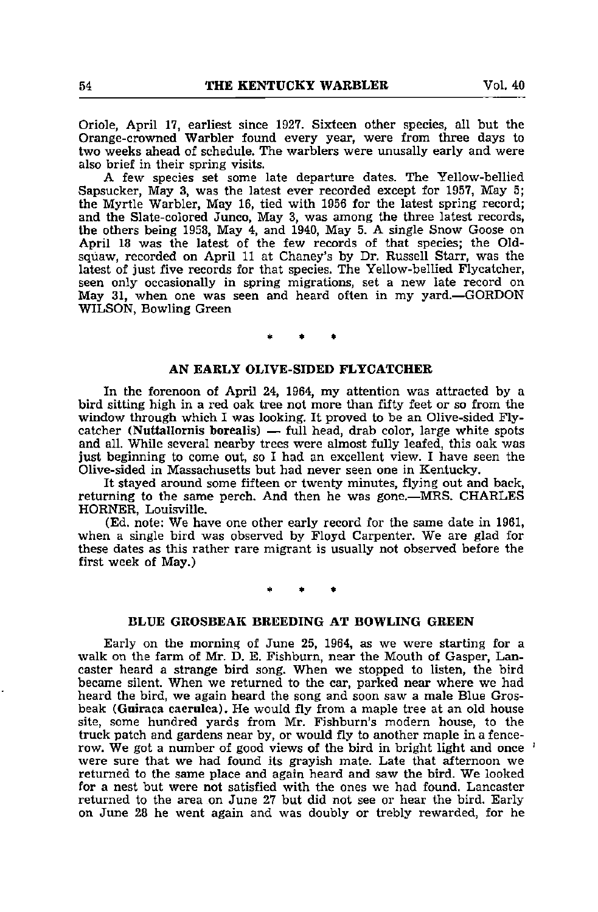Oriole, April 17, earliest since 1927. Sixteen other species, all but the Orange-crowned Warbler found every year, were from three days to two weeks ahead of schedule. The warblers were unusally early and were also brief in their spring visits.

A few species set some late departure dates. The Yellow-bellied Sapsucker, May 3, was the latest ever recorded except for 1957, May 5; the Myrtle Warbler, May 16, tied with 1956 for the latest spring record; and the Slate-colored Junco, May 3, was among the three latest records, the others being 1958, May 4, and 1940, May 5. A single Snow Goose on April 18 was the latest of the few records of that species; the Old-squaw, recorded on April 11 at Chaney's by Dr. Russell Starr, was the latest of just five records for that species. The Yellow-bellied Flycatcher, seen only occasionally in spring migrations, set a new late record on May 31, when one was seen and heard often in my yard.—GORDON WILSON, Bowling Green

\* \* \*

## AN EARLY OLIVE-SIDED FLYCATCHER

In the forenoon of April 24, 1964, my attention was attracted by a bird sitting high in a red oak tree not more than fifty feet or so from the window through which I was looking. It proved to be an Olive-sided Flycatcher **(Nuttallornis borealis)** — full head, drab color, large white spots and all. While several nearby trees were almost fully leafed, this oak was just beginning to come out, so I had an excellent view. I have seen the Olive-sided in Massachusetts but had never seen one in Kentucky.

It stayed around some fifteen or twenty minutes, flying out and back, returning to the same perch. And then he was gone.—MRS. CHARLES HORNER, Louisville.

(Ed. note: We have one other early record for the same date in 1961, when a single bird was observed by Floyd Carpenter. We are glad for these dates as this rather rare migrant is usually not observed before the first week of May.)

\* \* \*

## BLUE GROSBEAK BREEDING AT BOWLING GREEN

Early on the morning of June 25, 1964, as we were starting for a walk on the farm of Mr. D. E. Fishburn, near the Mouth of Gasper, Lancaster heard a strange bird song. When we stopped to listen, the bird became silent. When we returned to the car, parked near where we had heard the bird, we again heard the song and soon saw a male Blue Grosbeak **(Guiraca caerulea)**. He would fly from a maple tree at an old house site, some hundred yards from Mr. Fishburn's modern house, to the truck patch and gardens near by, or would fly to another maple in a fence-row. We got a number of good views of the bird in bright light and once were sure that we had found its grayish mate. Late that afternoon we returned to the same place and again heard and saw the bird. We looked for a nest but were not satisfied with the ones we had found. Lancaster returned to the area on June 27 but did not see or hear the bird. Early on June 28 he went again and was doubly or trebly rewarded, for he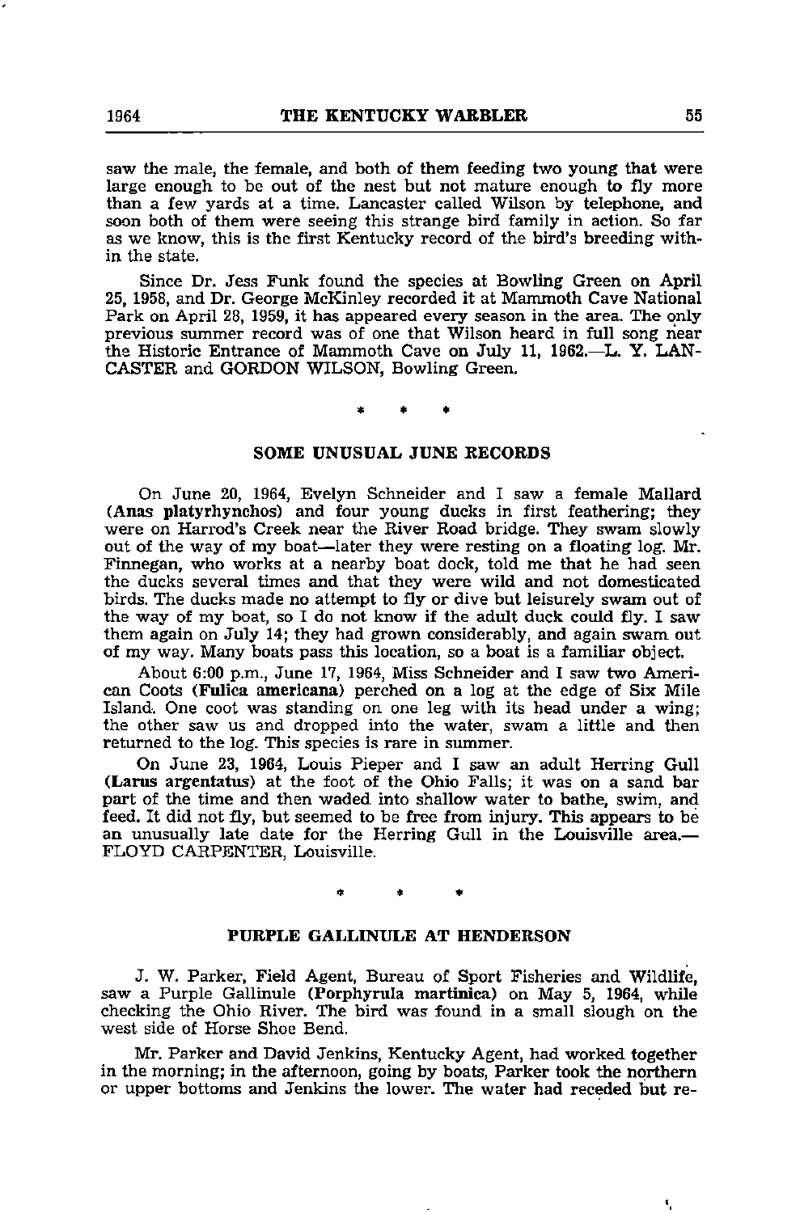saw the male, the female, and both of them feeding two young that were large enough to be out of the nest but not mature enough to fly more than a few yards at a time. Lancaster called Wilson by telephone, and soon both of them were seeing this strange bird family in action. So far as we know, this is the first Kentucky record of the bird's breeding within the state.

Since Dr. Jess Funk found the species at Bowling Green on April 25, 1958, and Dr. George McKinley recorded it at Mammoth Cave National Park on April 28, 1959, it has appeared every season in the area. The only previous summer record was of one that Wilson heard in full song near the Historic Entrance of Mammoth Cave on July 11, 1962.—L. Y. LANCASTER and GORDON WILSON, Bowling Green.

\* \* \*

## SOME UNUSUAL JUNE RECORDS

On June 20, 1964, Evelyn Schneider and I saw a female Mallard (**Anas platyrhynchos**) and four young ducks in first feathering; they were on Harrod's Creek near the River Road bridge. They swam slowly out of the way of my boat—later they were resting on a floating log. Mr. Finnegan, who works at a nearby boat dock, told me that he had seen the ducks several times and that they were wild and not domesticated birds. The ducks made no attempt to fly or dive but leisurely swam out of the way of my boat, so I do not know if the adult duck could fly. I saw them again on July 14; they had grown considerably, and again swam out of my way. Many boats pass this location, so a boat is a familiar object.

About 6:00 p.m., June 17, 1964, Miss Schneider and I saw two American Coots (**Fulica americana**) perched on a log at the edge of Six Mile Island. One coot was standing on one leg with its head under a wing; the other saw us and dropped into the water, swam a little and then returned to the log. This species is rare in summer.

On June 23, 1964, Louis Pieper and I saw an adult Herring Gull (**Larus argentatus**) at the foot of the Ohio Falls; it was on a sand bar part of the time and then waded into shallow water to bathe, swim, and feed. It did not fly, but seemed to be free from injury. This appears to be an unusually late date for the Herring Gull in the Louisville area.—FLOYD CARPENTER, Louisville.

\* \* \*

## PURPLE GALLINULE AT HENDERSON

J. W. Parker, Field Agent, Bureau of Sport Fisheries and Wildlife, saw a Purple Gallinule (**Porphyrula martinica**) on May 5, 1964, while checking the Ohio River. The bird was found in a small slough on the west side of Horse Shoe Bend.

Mr. Parker and David Jenkins, Kentucky Agent, had worked together in the morning; in the afternoon, going by boats, Parker took the northern or upper bottoms and Jenkins the lower. The water had receded but re-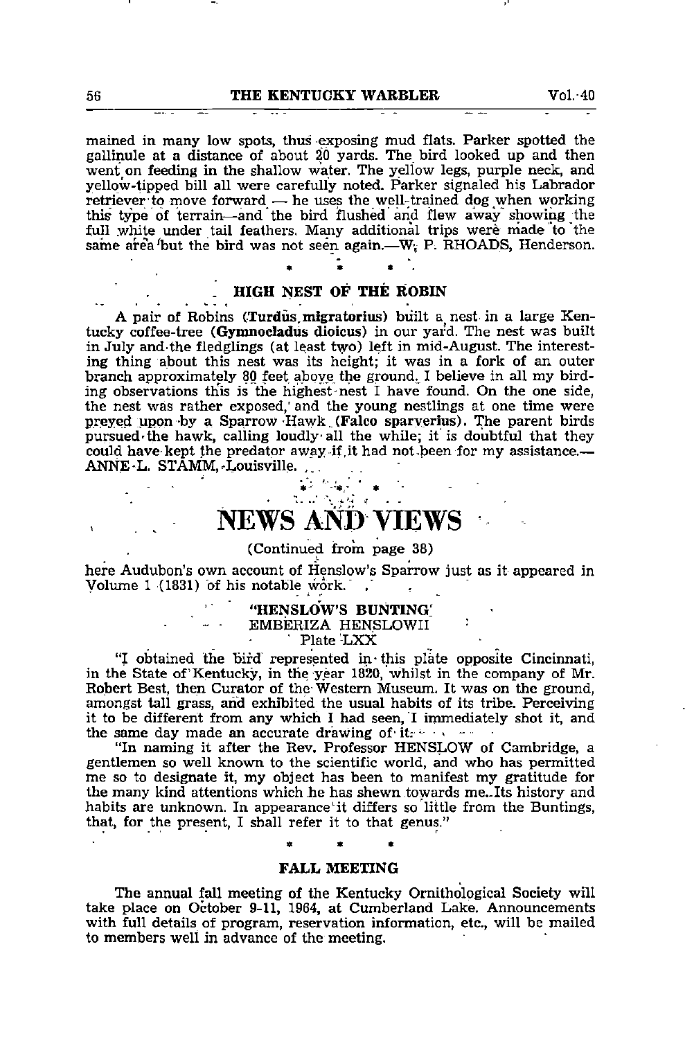mained in many low spots, thus exposing mud flats. Parker spotted the gallinule at a distance of about 20 yards. The bird looked up and then went on feeding in the shallow water. The yellow legs, purple neck, and yellow-tipped bill all were carefully noted. Parker signaled his Labrador retriever to move forward — he uses the well-trained dog when working this type of terrain—and the bird flushed and flew away showing the full white under tail feathers. Many additional trips were made to the same area but the bird was not seen again.—W. P. RHOADS, Henderson.

\* \* \*

### HIGH NEST OF THE ROBIN

A pair of Robins (**Turdus migratorius**) built a nest in a large Kentucky coffee-tree (**Gymnocladus dioicus**) in our yard. The nest was built in July and the fledglings (at least two) left in mid-August. The interesting thing about this nest was its height; it was in a fork of an outer branch approximately 80 feet above the ground. I believe in all my birding observations this is the highest nest I have found. On the one side, the nest was rather exposed, and the young nestlings at one time were preyed upon by a Sparrow Hawk (**Falco sparverius**). The parent birds pursued the hawk, calling loudly all the while; it is doubtful that they could have kept the predator away if it had not been for my assistance.—ANNE L. STAMM, Louisville.

\* \* \*

## NEWS AND VIEWS

(Continued from page 38)

here Audubon's own account of Henslow's Sparrow just as it appeared in Volume 1 (1831) of his notable work.

"HENSLOW'S BUNTING
EMBERIZA HENSLOWII
Plate LXX

"I obtained the bird represented in this plate opposite Cincinnati, in the State of Kentucky, in the year 1820, whilst in the company of Mr. Robert Best, then Curator of the Western Museum. It was on the ground, amongst tall grass, and exhibited the usual habits of its tribe. Perceiving it to be different from any which I had seen, I immediately shot it, and the same day made an accurate drawing of it.

"In naming it after the Rev. Professor HENSLOW of Cambridge, a gentlemen so well known to the scientific world, and who has permitted me so to designate it, my object has been to manifest my gratitude for the many kind attentions which he has shewn towards me. Its history and habits are unknown. In appearance it differs so little from the Buntings, that, for the present, I shall refer it to that genus."

\* \* \*

### FALL MEETING

The annual fall meeting of the Kentucky Ornithological Society will take place on October 9-11, 1964, at Cumberland Lake. Announcements with full details of program, reservation information, etc., will be mailed to members well in advance of the meeting.